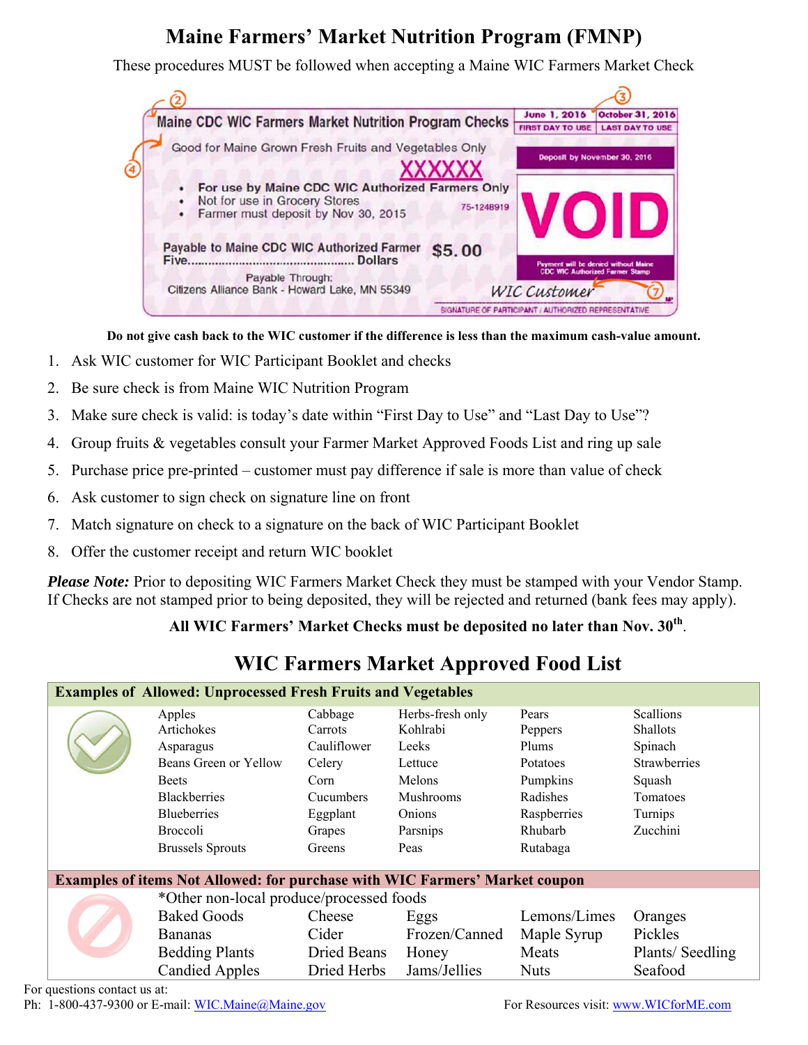# Maine Farmers' Market Nutrition Program (FMNP)

These procedures MUST be followed when accepting a Maine WIC Farmers Market Check

Maine CDC WIC Farmers Market Nutrition Program Checks

June 1, 2016 FIRST DAY TO USE | October 31, 2016 LAST DAY TO USE

Good for Maine Grown Fresh Fruits and Vegetables Only

XXXXXX

Deposit by November 30, 2016

- For use by Maine CDC WIC Authorized Farmers Only
- Not for use in Grocery Stores
- Farmer must deposit by Nov 30, 2015

75-1248919

VOID

Payable to Maine CDC WIC Authorized Farmer $5.00

Five................................................ Dollars

Payable Through:
Citizens Alliance Bank - Howard Lake, MN 55349

Payment will be denied without Maine CDC WIC Authorized Farmer Stamp

WIC Customer

SIGNATURE OF PARTICIPANT / AUTHORIZED REPRESENTATIVE

**Do not give cash back to the WIC customer if the difference is less than the maximum cash-value amount.**

1. Ask WIC customer for WIC Participant Booklet and checks
2. Be sure check is from Maine WIC Nutrition Program
3. Make sure check is valid: is today's date within "First Day to Use" and "Last Day to Use"?
4. Group fruits & vegetables consult your Farmer Market Approved Foods List and ring up sale
5. Purchase price pre-printed – customer must pay difference if sale is more than value of check
6. Ask customer to sign check on signature line on front
7. Match signature on check to a signature on the back of WIC Participant Booklet
8. Offer the customer receipt and return WIC booklet

***Please Note:*** Prior to depositing WIC Farmers Market Check they must be stamped with your Vendor Stamp. If Checks are not stamped prior to being deposited, they will be rejected and returned (bank fees may apply).

**All WIC Farmers' Market Checks must be deposited no later than Nov. 30th.**

## WIC Farmers Market Approved Food List

**Examples of Allowed: Unprocessed Fresh Fruits and Vegetables**

| | | | | |
|---|---|---|---|---|
| Apples | Cabbage | Herbs-fresh only | Pears | Scallions |
| Artichokes | Carrots | Kohlrabi | Peppers | Shallots |
| Asparagus | Cauliflower | Leeks | Plums | Spinach |
| Beans Green or Yellow | Celery | Lettuce | Potatoes | Strawberries |
| Beets | Corn | Melons | Pumpkins | Squash |
| Blackberries | Cucumbers | Mushrooms | Radishes | Tomatoes |
| Blueberries | Eggplant | Onions | Raspberries | Turnips |
| Broccoli | Grapes | Parsnips | Rhubarb | Zucchini |
| Brussels Sprouts | Greens | Peas | Rutabaga | |

**Examples of items Not Allowed: for purchase with WIC Farmers' Market coupon**

*Other non-local produce/processed foods

| | | | | |
|---|---|---|---|---|
| Baked Goods | Cheese | Eggs | Lemons/Limes | Oranges |
| Bananas | Cider | Frozen/Canned | Maple Syrup | Pickles |
| Bedding Plants | Dried Beans | Honey | Meats | Plants/ Seedling |
| Candied Apples | Dried Herbs | Jams/Jellies | Nuts | Seafood |

For questions contact us at:
Ph: 1-800-437-9300 or E-mail: WIC.Maine@Maine.gov

For Resources visit: www.WICforME.com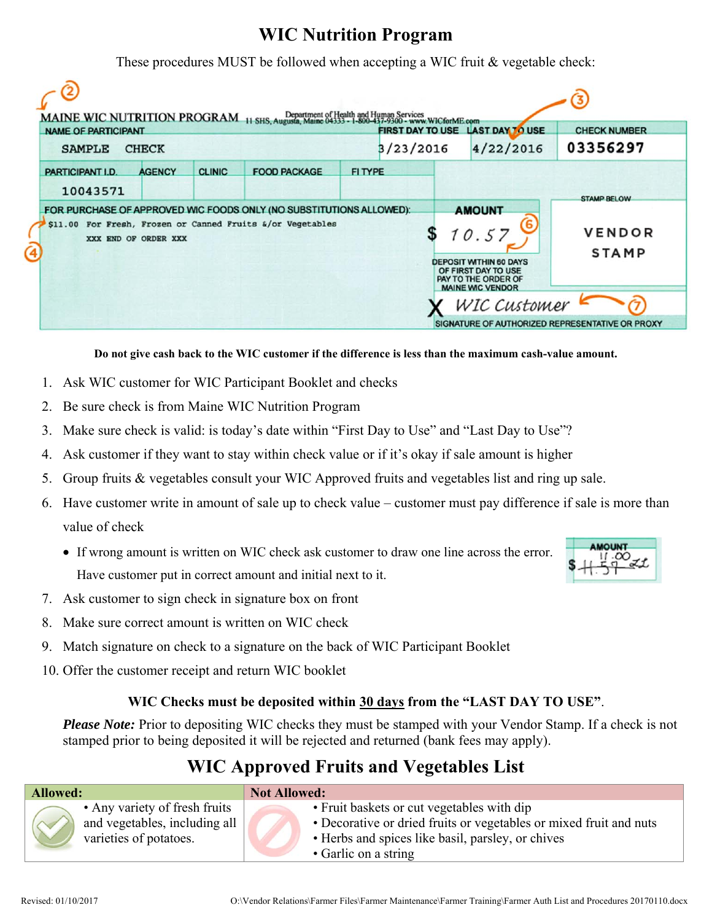# WIC Nutrition Program

These procedures MUST be followed when accepting a WIC fruit & vegetable check:

MAINE WIC NUTRITION PROGRAM  11 SHS, Augusta, Maine 04333 - 1-800-437-9300 - www.WICforME.com  Department of Health and Human Services

| NAME OF PARTICIPANT | FIRST DAY TO USE | LAST DAY TO USE | CHECK NUMBER |
|---|---|---|---|
| SAMPLE CHECK | 3/23/2016 | 4/22/2016 | 03356297 |

| PARTICIPANT I.D. | AGENCY | CLINIC | FOOD PACKAGE | FI TYPE |
|---|---|---|---|---|
| 10043571 | | | | |

FOR PURCHASE OF APPROVED WIC FOODS ONLY (NO SUBSTITUTIONS ALLOWED):

$11.00 For Fresh, Frozen or Canned Fruits &/or Vegetables

XXX END OF ORDER XXX

AMOUNT $ 10.57

DEPOSIT WITHIN 60 DAYS OF FIRST DAY TO USE PAY TO THE ORDER OF MAINE WIC VENDOR

STAMP BELOW

VENDOR STAMP

X WIC Customer

SIGNATURE OF AUTHORIZED REPRESENTATIVE OR PROXY

**Do not give cash back to the WIC customer if the difference is less than the maximum cash-value amount.**

1. Ask WIC customer for WIC Participant Booklet and checks
2. Be sure check is from Maine WIC Nutrition Program
3. Make sure check is valid: is today's date within "First Day to Use" and "Last Day to Use"?
4. Ask customer if they want to stay within check value or if it's okay if sale amount is higher
5. Group fruits & vegetables consult your WIC Approved fruits and vegetables list and ring up sale.
6. Have customer write in amount of sale up to check value – customer must pay difference if sale is more than value of check
   - If wrong amount is written on WIC check ask customer to draw one line across the error. Have customer put in correct amount and initial next to it.

     AMOUNT $ ~~11.57~~ 11.00
7. Ask customer to sign check in signature box on front
8. Make sure correct amount is written on WIC check
9. Match signature on check to a signature on the back of WIC Participant Booklet
10. Offer the customer receipt and return WIC booklet

**WIC Checks must be deposited within 30 days from the "LAST DAY TO USE".**

***Please Note:*** Prior to depositing WIC checks they must be stamped with your Vendor Stamp. If a check is not stamped prior to being deposited it will be rejected and returned (bank fees may apply).

## WIC Approved Fruits and Vegetables List

| Allowed: | Not Allowed: |
|---|---|
| • Any variety of fresh fruits and vegetables, including all varieties of potatoes. | • Fruit baskets or cut vegetables with dip<br>• Decorative or dried fruits or vegetables or mixed fruit and nuts<br>• Herbs and spices like basil, parsley, or chives<br>• Garlic on a string |

Revised: 01/10/2017

O:\Vendor Relations\Farmer Files\Farmer Maintenance\Farmer Training\Farmer Auth List and Procedures 20170110.docx